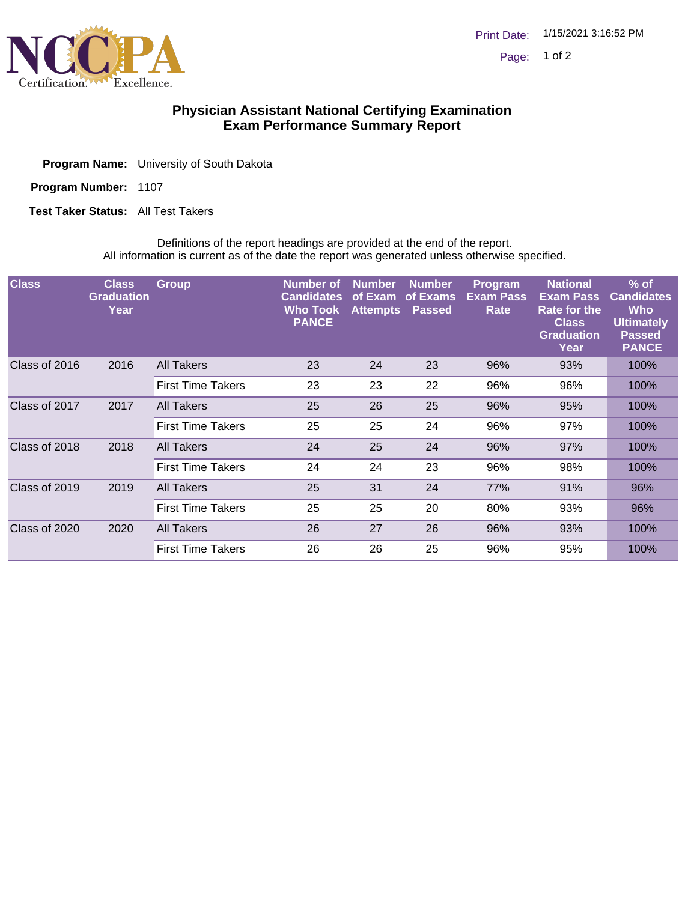# Physician Assistant National Certifying Examination
## Exam Performance Summary Report

**Program Name:** University of South Dakota

**Program Number:** 1107

**Test Taker Status:** All Test Takers

Definitions of the report headings are provided at the end of the report.
All information is current as of the date the report was generated unless otherwise specified.

| Class | Class Graduation Year | Group | Number of Candidates Who Took PANCE | Number of Exam Attempts | Number of Exams Passed | Program Exam Pass Rate | National Exam Pass Rate for the Class Graduation Year | % of Candidates Who Ultimately Passed PANCE |
|---|---|---|---|---|---|---|---|---|
| Class of 2016 | 2016 | All Takers | 23 | 24 | 23 | 96% | 93% | 100% |
| | | First Time Takers | 23 | 23 | 22 | 96% | 96% | 100% |
| Class of 2017 | 2017 | All Takers | 25 | 26 | 25 | 96% | 95% | 100% |
| | | First Time Takers | 25 | 25 | 24 | 96% | 97% | 100% |
| Class of 2018 | 2018 | All Takers | 24 | 25 | 24 | 96% | 97% | 100% |
| | | First Time Takers | 24 | 24 | 23 | 96% | 98% | 100% |
| Class of 2019 | 2019 | All Takers | 25 | 31 | 24 | 77% | 91% | 96% |
| | | First Time Takers | 25 | 25 | 20 | 80% | 93% | 96% |
| Class of 2020 | 2020 | All Takers | 26 | 27 | 26 | 96% | 93% | 100% |
| | | First Time Takers | 26 | 26 | 25 | 96% | 95% | 100% |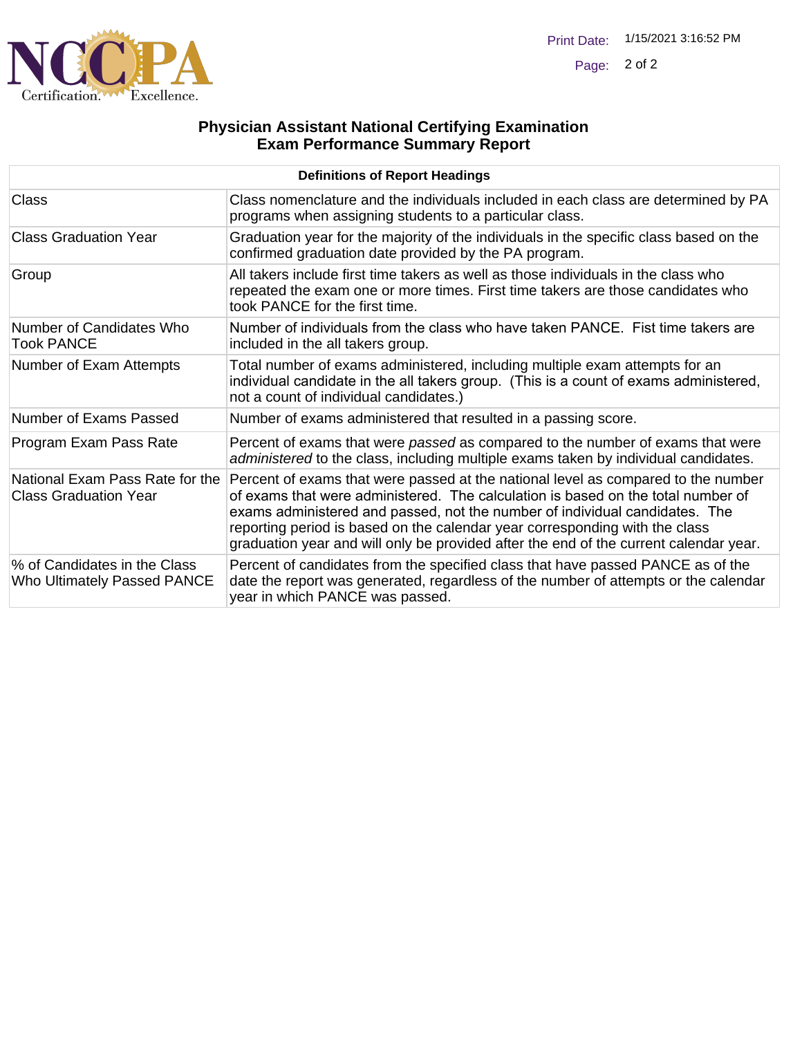**Physician Assistant National Certifying Examination**
**Exam Performance Summary Report**

| Definitions of Report Headings | |
|---|---|
| Class | Class nomenclature and the individuals included in each class are determined by PA programs when assigning students to a particular class. |
| Class Graduation Year | Graduation year for the majority of the individuals in the specific class based on the confirmed graduation date provided by the PA program. |
| Group | All takers include first time takers as well as those individuals in the class who repeated the exam one or more times. First time takers are those candidates who took PANCE for the first time. |
| Number of Candidates Who Took PANCE | Number of individuals from the class who have taken PANCE. Fist time takers are included in the all takers group. |
| Number of Exam Attempts | Total number of exams administered, including multiple exam attempts for an individual candidate in the all takers group. (This is a count of exams administered, not a count of individual candidates.) |
| Number of Exams Passed | Number of exams administered that resulted in a passing score. |
| Program Exam Pass Rate | Percent of exams that were *passed* as compared to the number of exams that were *administered* to the class, including multiple exams taken by individual candidates. |
| National Exam Pass Rate for the Class Graduation Year | Percent of exams that were passed at the national level as compared to the number of exams that were administered. The calculation is based on the total number of exams administered and passed, not the number of individual candidates. The reporting period is based on the calendar year corresponding with the class graduation year and will only be provided after the end of the current calendar year. |
| % of Candidates in the Class Who Ultimately Passed PANCE | Percent of candidates from the specified class that have passed PANCE as of the date the report was generated, regardless of the number of attempts or the calendar year in which PANCE was passed. |